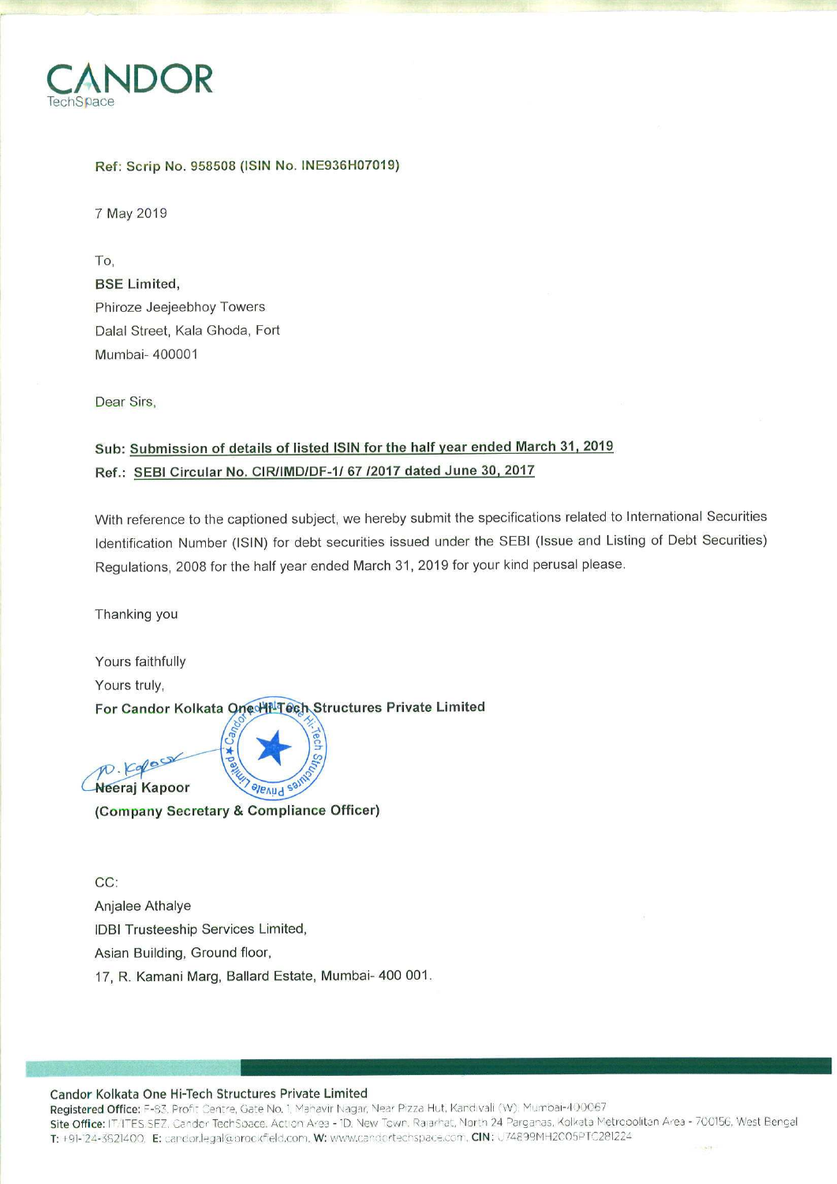CANDOR
TechSpace

**Ref: Scrip No. 958508 (ISIN No. INE936H07019)**

7 May 2019

To,
**BSE Limited,**
Phiroze Jeejeebhoy Towers
Dalal Street, Kala Ghoda, Fort
Mumbai- 400001

Dear Sirs,

**Sub: Submission of details of listed ISIN for the half year ended March 31, 2019**
**Ref.: SEBI Circular No. CIR/IMD/DF-1/ 67 /2017 dated June 30, 2017**

With reference to the captioned subject, we hereby submit the specifications related to International Securities Identification Number (ISIN) for debt securities issued under the SEBI (Issue and Listing of Debt Securities) Regulations, 2008 for the half year ended March 31, 2019 for your kind perusal please.

Thanking you

Yours faithfully
Yours truly,
**For Candor Kolkata One Hi-Tech Structures Private Limited**

**Neeraj Kapoor**
**(Company Secretary & Compliance Officer)**

CC:
Anjalee Athalye
IDBI Trusteeship Services Limited,
Asian Building, Ground floor,
17, R. Kamani Marg, Ballard Estate, Mumbai- 400 001.

**Candor Kolkata One Hi-Tech Structures Private Limited**
**Registered Office:** F-83, Profit Centre, Gate No. 1, Mahavir Nagar, Near Pizza Hut, Kandivali (W), Mumbai-400067
**Site Office:** IT/ITES SEZ, Candor TechSpace, Action Area - 1D, New Town, Rajarhat, North 24 Parganas, Kolkata Metropolitan Area - 700156, West Bengal
**T:** +91-124-3621400, **E:** candor.legal@brookfield.com, **W:** www.candortechspace.com, **CIN:** U74899MH2005PTC281224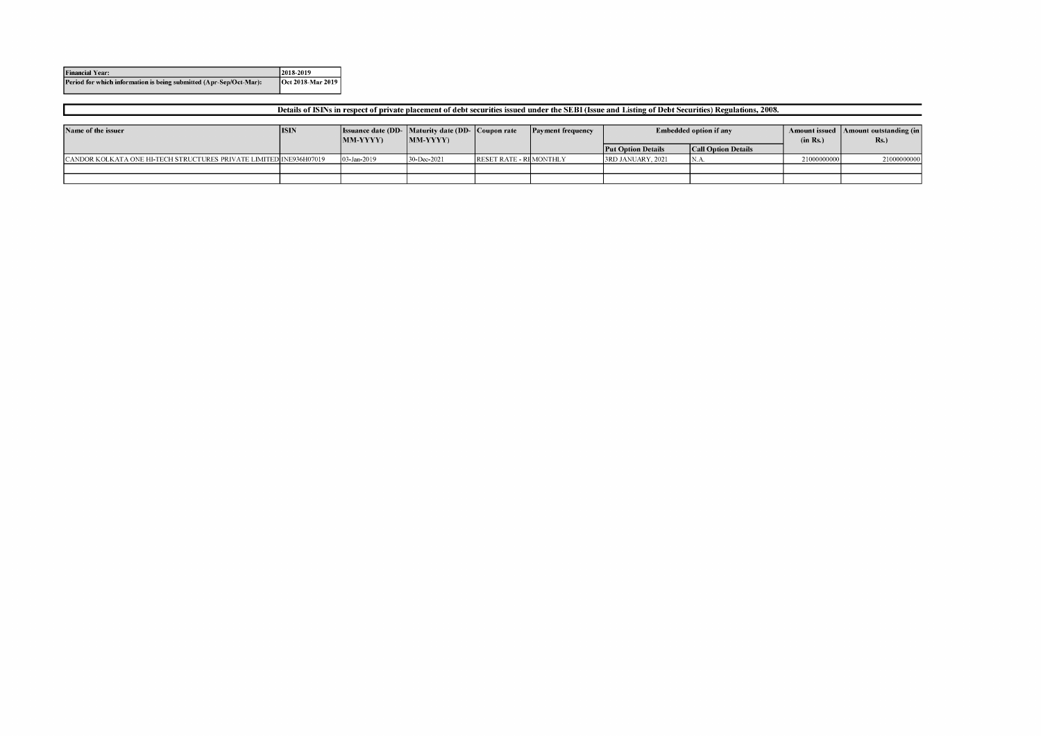| Financial Year: | 2018-2019 |
|---|---|
| Period for which information is being submitted (Apr-Sep/Oct-Mar): | Oct 2018-Mar 2019 |

**Details of ISINs in respect of private placement of debt securities issued under the SEBI (Issue and Listing of Debt Securities) Regulations, 2008.**

| Name of the issuer | ISIN | Issuance date (DD-MM-YYYY) | Maturity date (DD-MM-YYYY) | Coupon rate | Payment frequency | Embedded option if any | | Amount issued (in Rs.) | Amount outstanding (in Rs.) |
|---|---|---|---|---|---|---|---|---|---|
| | | | | | | Put Option Details | Call Option Details | | |
| CANDOR KOLKATA ONE HI-TECH STRUCTURES PRIVATE LIMITED | INE936H07019 | 03-Jan-2019 | 30-Dec-2021 | RESET RATE - RE | MONTHLY | 3RD JANUARY, 2021 | N.A. | 21000000000 | 21000000000 |
| | | | | | | | | | |
| | | | | | | | | | |